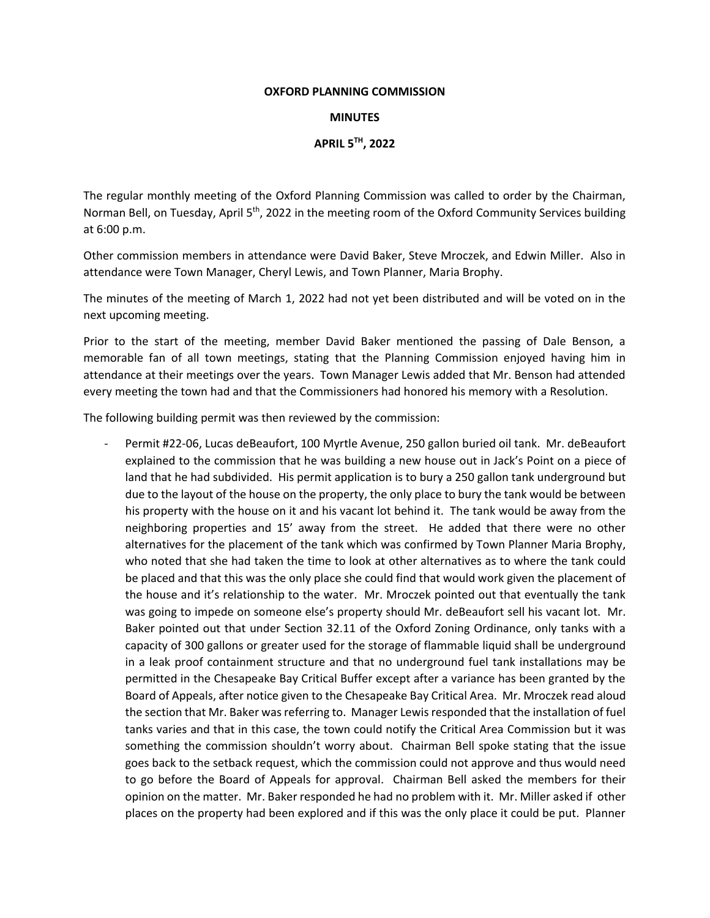**OXFORD PLANNING COMMISSION**

**MINUTES**

**APRIL 5TH, 2022**

The regular monthly meeting of the Oxford Planning Commission was called to order by the Chairman, Norman Bell, on Tuesday, April 5th, 2022 in the meeting room of the Oxford Community Services building at 6:00 p.m.

Other commission members in attendance were David Baker, Steve Mroczek, and Edwin Miller. Also in attendance were Town Manager, Cheryl Lewis, and Town Planner, Maria Brophy.

The minutes of the meeting of March 1, 2022 had not yet been distributed and will be voted on in the next upcoming meeting.

Prior to the start of the meeting, member David Baker mentioned the passing of Dale Benson, a memorable fan of all town meetings, stating that the Planning Commission enjoyed having him in attendance at their meetings over the years. Town Manager Lewis added that Mr. Benson had attended every meeting the town had and that the Commissioners had honored his memory with a Resolution.

The following building permit was then reviewed by the commission:

- Permit #22-06, Lucas deBeaufort, 100 Myrtle Avenue, 250 gallon buried oil tank. Mr. deBeaufort explained to the commission that he was building a new house out in Jack's Point on a piece of land that he had subdivided. His permit application is to bury a 250 gallon tank underground but due to the layout of the house on the property, the only place to bury the tank would be between his property with the house on it and his vacant lot behind it. The tank would be away from the neighboring properties and 15' away from the street. He added that there were no other alternatives for the placement of the tank which was confirmed by Town Planner Maria Brophy, who noted that she had taken the time to look at other alternatives as to where the tank could be placed and that this was the only place she could find that would work given the placement of the house and it's relationship to the water. Mr. Mroczek pointed out that eventually the tank was going to impede on someone else's property should Mr. deBeaufort sell his vacant lot. Mr. Baker pointed out that under Section 32.11 of the Oxford Zoning Ordinance, only tanks with a capacity of 300 gallons or greater used for the storage of flammable liquid shall be underground in a leak proof containment structure and that no underground fuel tank installations may be permitted in the Chesapeake Bay Critical Buffer except after a variance has been granted by the Board of Appeals, after notice given to the Chesapeake Bay Critical Area. Mr. Mroczek read aloud the section that Mr. Baker was referring to. Manager Lewis responded that the installation of fuel tanks varies and that in this case, the town could notify the Critical Area Commission but it was something the commission shouldn't worry about. Chairman Bell spoke stating that the issue goes back to the setback request, which the commission could not approve and thus would need to go before the Board of Appeals for approval. Chairman Bell asked the members for their opinion on the matter. Mr. Baker responded he had no problem with it. Mr. Miller asked if other places on the property had been explored and if this was the only place it could be put. Planner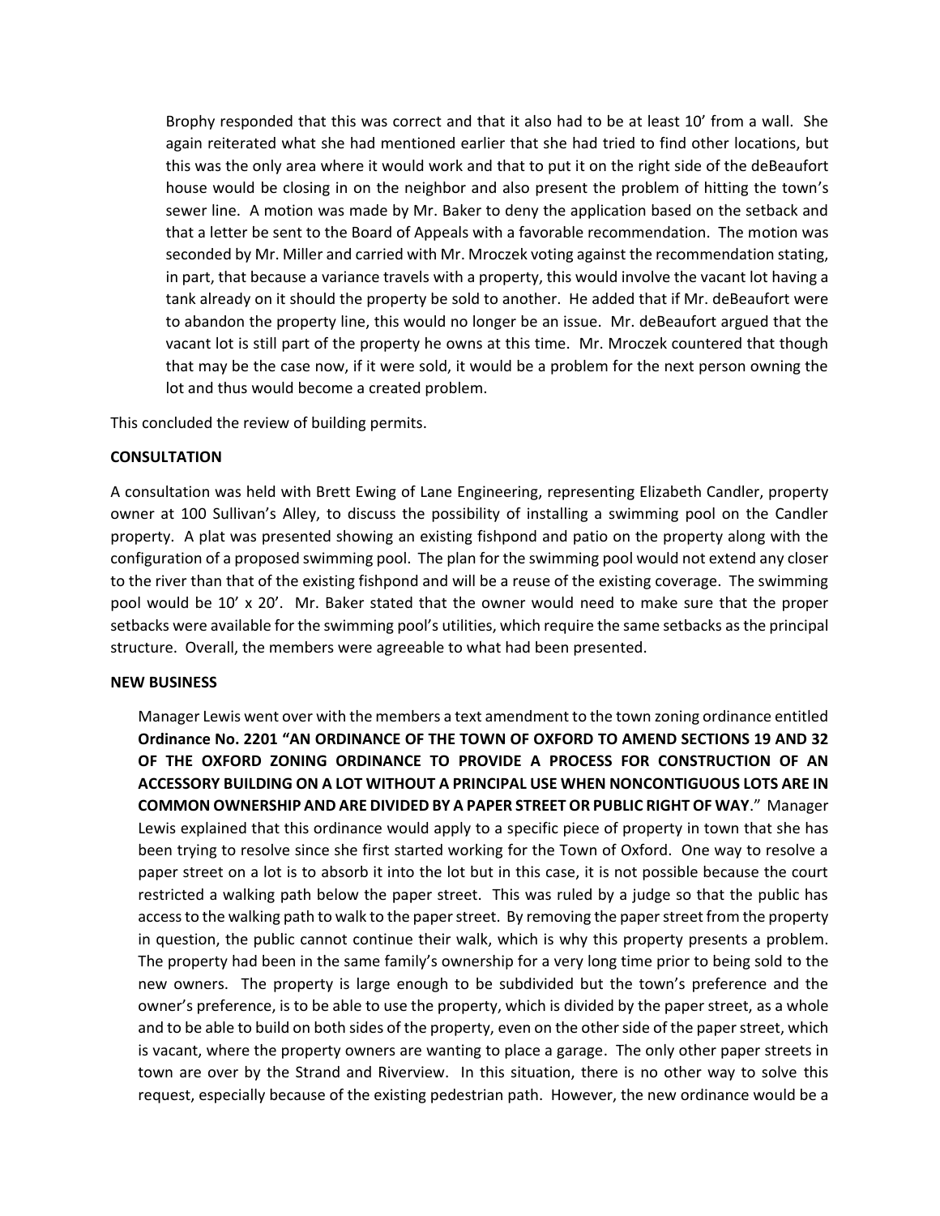Brophy responded that this was correct and that it also had to be at least 10' from a wall. She again reiterated what she had mentioned earlier that she had tried to find other locations, but this was the only area where it would work and that to put it on the right side of the deBeaufort house would be closing in on the neighbor and also present the problem of hitting the town's sewer line. A motion was made by Mr. Baker to deny the application based on the setback and that a letter be sent to the Board of Appeals with a favorable recommendation. The motion was seconded by Mr. Miller and carried with Mr. Mroczek voting against the recommendation stating, in part, that because a variance travels with a property, this would involve the vacant lot having a tank already on it should the property be sold to another. He added that if Mr. deBeaufort were to abandon the property line, this would no longer be an issue. Mr. deBeaufort argued that the vacant lot is still part of the property he owns at this time. Mr. Mroczek countered that though that may be the case now, if it were sold, it would be a problem for the next person owning the lot and thus would become a created problem.

This concluded the review of building permits.

**CONSULTATION**

A consultation was held with Brett Ewing of Lane Engineering, representing Elizabeth Candler, property owner at 100 Sullivan's Alley, to discuss the possibility of installing a swimming pool on the Candler property. A plat was presented showing an existing fishpond and patio on the property along with the configuration of a proposed swimming pool. The plan for the swimming pool would not extend any closer to the river than that of the existing fishpond and will be a reuse of the existing coverage. The swimming pool would be 10' x 20'. Mr. Baker stated that the owner would need to make sure that the proper setbacks were available for the swimming pool's utilities, which require the same setbacks as the principal structure. Overall, the members were agreeable to what had been presented.

**NEW BUSINESS**

Manager Lewis went over with the members a text amendment to the town zoning ordinance entitled **Ordinance No. 2201 "AN ORDINANCE OF THE TOWN OF OXFORD TO AMEND SECTIONS 19 AND 32 OF THE OXFORD ZONING ORDINANCE TO PROVIDE A PROCESS FOR CONSTRUCTION OF AN ACCESSORY BUILDING ON A LOT WITHOUT A PRINCIPAL USE WHEN NONCONTIGUOUS LOTS ARE IN COMMON OWNERSHIP AND ARE DIVIDED BY A PAPER STREET OR PUBLIC RIGHT OF WAY**." Manager Lewis explained that this ordinance would apply to a specific piece of property in town that she has been trying to resolve since she first started working for the Town of Oxford. One way to resolve a paper street on a lot is to absorb it into the lot but in this case, it is not possible because the court restricted a walking path below the paper street. This was ruled by a judge so that the public has access to the walking path to walk to the paper street. By removing the paper street from the property in question, the public cannot continue their walk, which is why this property presents a problem. The property had been in the same family's ownership for a very long time prior to being sold to the new owners. The property is large enough to be subdivided but the town's preference and the owner's preference, is to be able to use the property, which is divided by the paper street, as a whole and to be able to build on both sides of the property, even on the other side of the paper street, which is vacant, where the property owners are wanting to place a garage. The only other paper streets in town are over by the Strand and Riverview. In this situation, there is no other way to solve this request, especially because of the existing pedestrian path. However, the new ordinance would be a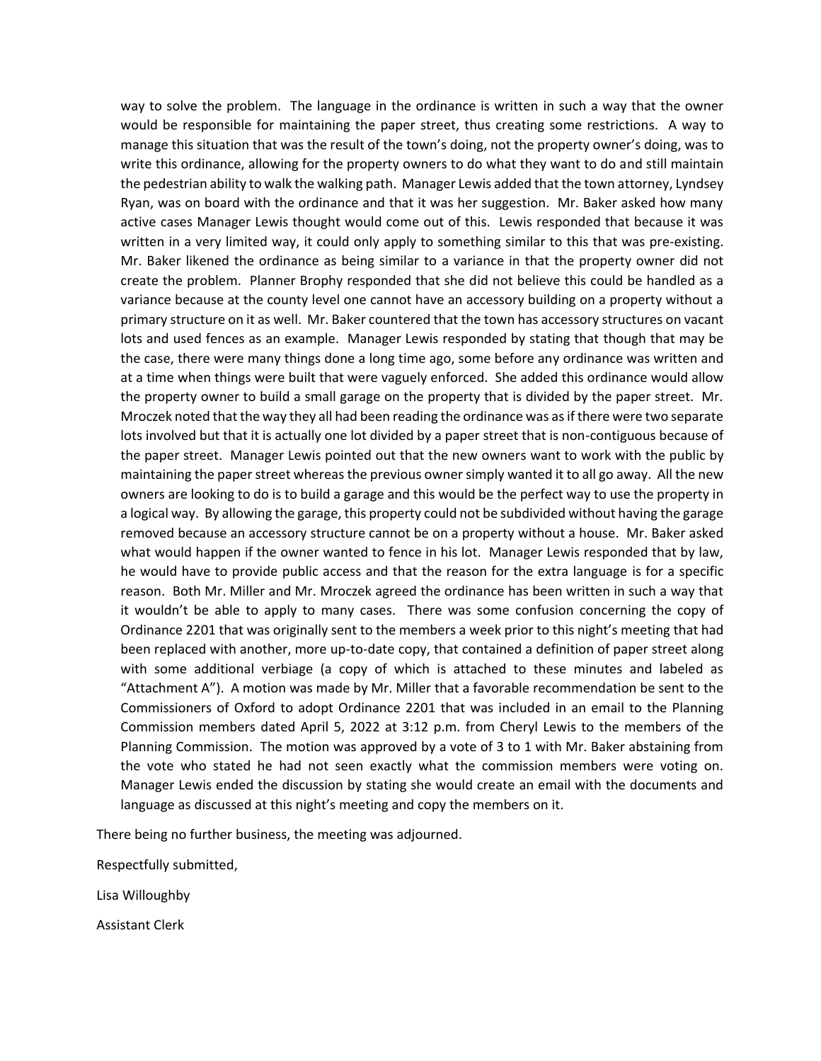way to solve the problem. The language in the ordinance is written in such a way that the owner would be responsible for maintaining the paper street, thus creating some restrictions. A way to manage this situation that was the result of the town's doing, not the property owner's doing, was to write this ordinance, allowing for the property owners to do what they want to do and still maintain the pedestrian ability to walk the walking path. Manager Lewis added that the town attorney, Lyndsey Ryan, was on board with the ordinance and that it was her suggestion. Mr. Baker asked how many active cases Manager Lewis thought would come out of this. Lewis responded that because it was written in a very limited way, it could only apply to something similar to this that was pre-existing. Mr. Baker likened the ordinance as being similar to a variance in that the property owner did not create the problem. Planner Brophy responded that she did not believe this could be handled as a variance because at the county level one cannot have an accessory building on a property without a primary structure on it as well. Mr. Baker countered that the town has accessory structures on vacant lots and used fences as an example. Manager Lewis responded by stating that though that may be the case, there were many things done a long time ago, some before any ordinance was written and at a time when things were built that were vaguely enforced. She added this ordinance would allow the property owner to build a small garage on the property that is divided by the paper street. Mr. Mroczek noted that the way they all had been reading the ordinance was as if there were two separate lots involved but that it is actually one lot divided by a paper street that is non-contiguous because of the paper street. Manager Lewis pointed out that the new owners want to work with the public by maintaining the paper street whereas the previous owner simply wanted it to all go away. All the new owners are looking to do is to build a garage and this would be the perfect way to use the property in a logical way. By allowing the garage, this property could not be subdivided without having the garage removed because an accessory structure cannot be on a property without a house. Mr. Baker asked what would happen if the owner wanted to fence in his lot. Manager Lewis responded that by law, he would have to provide public access and that the reason for the extra language is for a specific reason. Both Mr. Miller and Mr. Mroczek agreed the ordinance has been written in such a way that it wouldn't be able to apply to many cases. There was some confusion concerning the copy of Ordinance 2201 that was originally sent to the members a week prior to this night's meeting that had been replaced with another, more up-to-date copy, that contained a definition of paper street along with some additional verbiage (a copy of which is attached to these minutes and labeled as "Attachment A"). A motion was made by Mr. Miller that a favorable recommendation be sent to the Commissioners of Oxford to adopt Ordinance 2201 that was included in an email to the Planning Commission members dated April 5, 2022 at 3:12 p.m. from Cheryl Lewis to the members of the Planning Commission. The motion was approved by a vote of 3 to 1 with Mr. Baker abstaining from the vote who stated he had not seen exactly what the commission members were voting on. Manager Lewis ended the discussion by stating she would create an email with the documents and language as discussed at this night's meeting and copy the members on it.

There being no further business, the meeting was adjourned.

Respectfully submitted,

Lisa Willoughby

Assistant Clerk